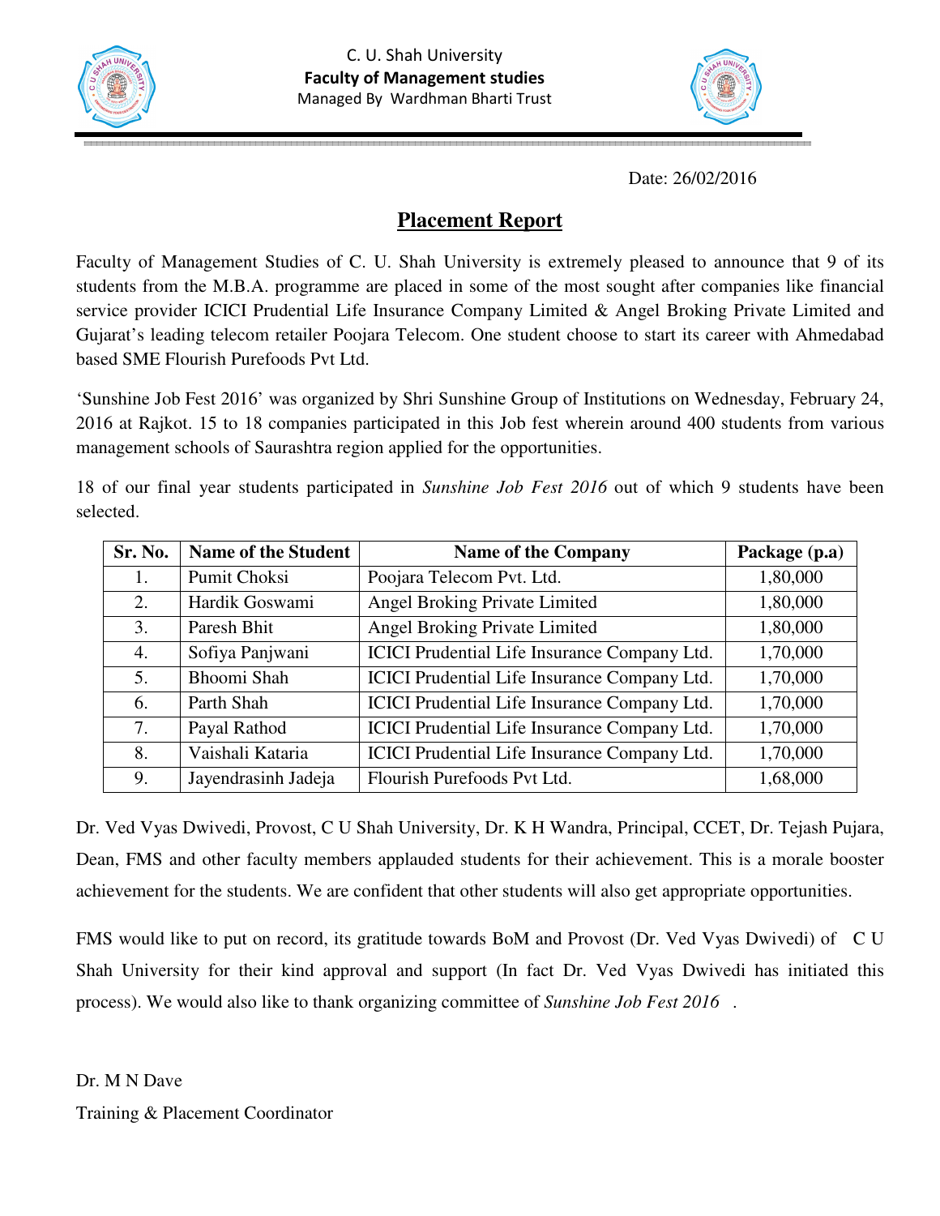C. U. Shah University
**Faculty of Management studies**
Managed By Wardhman Bharti Trust

Date: 26/02/2016

## Placement Report

Faculty of Management Studies of C. U. Shah University is extremely pleased to announce that 9 of its students from the M.B.A. programme are placed in some of the most sought after companies like financial service provider ICICI Prudential Life Insurance Company Limited & Angel Broking Private Limited and Gujarat's leading telecom retailer Poojara Telecom. One student choose to start its career with Ahmedabad based SME Flourish Purefoods Pvt Ltd.

'Sunshine Job Fest 2016' was organized by Shri Sunshine Group of Institutions on Wednesday, February 24, 2016 at Rajkot. 15 to 18 companies participated in this Job fest wherein around 400 students from various management schools of Saurashtra region applied for the opportunities.

18 of our final year students participated in *Sunshine Job Fest 2016* out of which 9 students have been selected.

| Sr. No. | Name of the Student | Name of the Company | Package (p.a) |
|---|---|---|---|
| 1. | Pumit Choksi | Poojara Telecom Pvt. Ltd. | 1,80,000 |
| 2. | Hardik Goswami | Angel Broking Private Limited | 1,80,000 |
| 3. | Paresh Bhit | Angel Broking Private Limited | 1,80,000 |
| 4. | Sofiya Panjwani | ICICI Prudential Life Insurance Company Ltd. | 1,70,000 |
| 5. | Bhoomi Shah | ICICI Prudential Life Insurance Company Ltd. | 1,70,000 |
| 6. | Parth Shah | ICICI Prudential Life Insurance Company Ltd. | 1,70,000 |
| 7. | Payal Rathod | ICICI Prudential Life Insurance Company Ltd. | 1,70,000 |
| 8. | Vaishali Kataria | ICICI Prudential Life Insurance Company Ltd. | 1,70,000 |
| 9. | Jayendrasinh Jadeja | Flourish Purefoods Pvt Ltd. | 1,68,000 |

Dr. Ved Vyas Dwivedi, Provost, C U Shah University, Dr. K H Wandra, Principal, CCET, Dr. Tejash Pujara, Dean, FMS and other faculty members applauded students for their achievement. This is a morale booster achievement for the students. We are confident that other students will also get appropriate opportunities.

FMS would like to put on record, its gratitude towards BoM and Provost (Dr. Ved Vyas Dwivedi) of C U Shah University for their kind approval and support (In fact Dr. Ved Vyas Dwivedi has initiated this process). We would also like to thank organizing committee of *Sunshine Job Fest 2016* .

Dr. M N Dave
Training & Placement Coordinator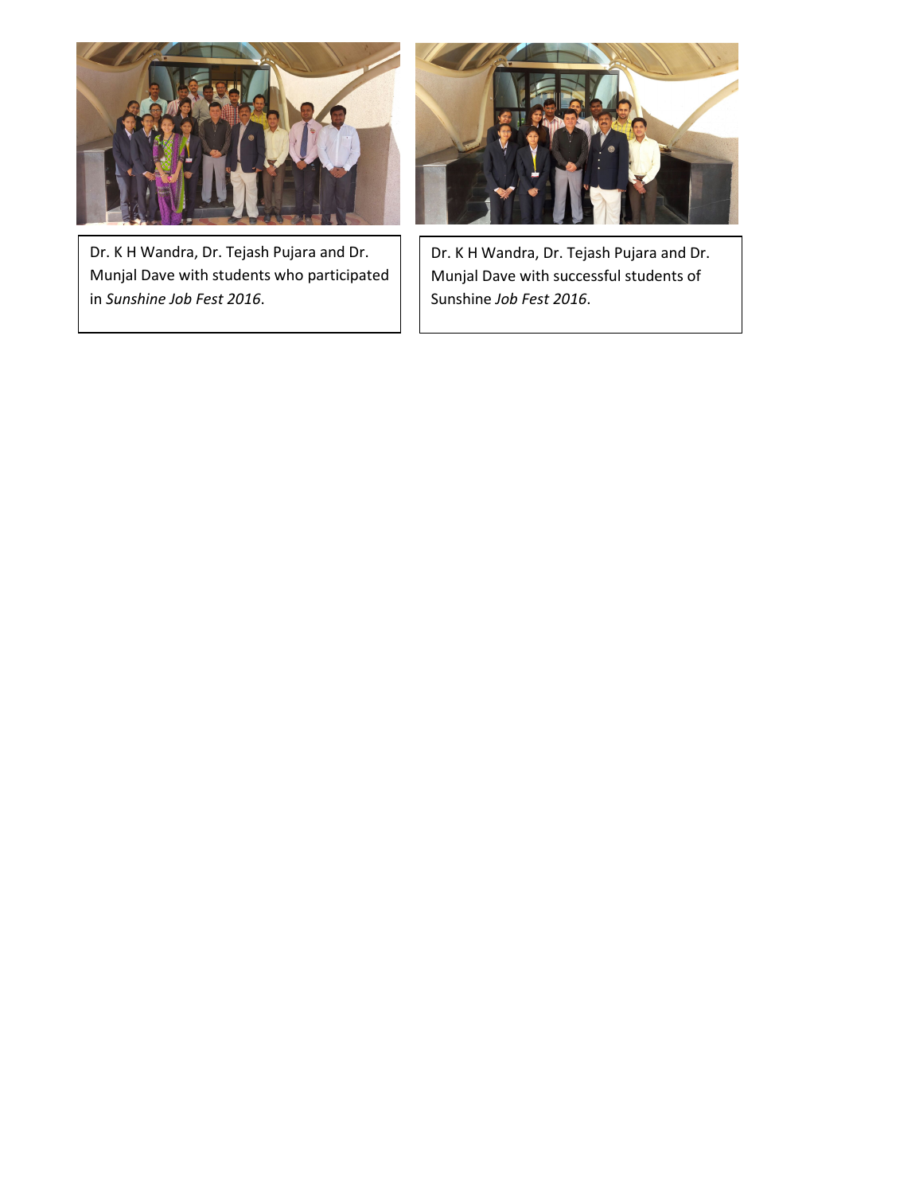Dr. K H Wandra, Dr. Tejash Pujara and Dr. Munjal Dave with students who participated in *Sunshine Job Fest 2016*.

Dr. K H Wandra, Dr. Tejash Pujara and Dr. Munjal Dave with successful students of Sunshine *Job Fest 2016*.